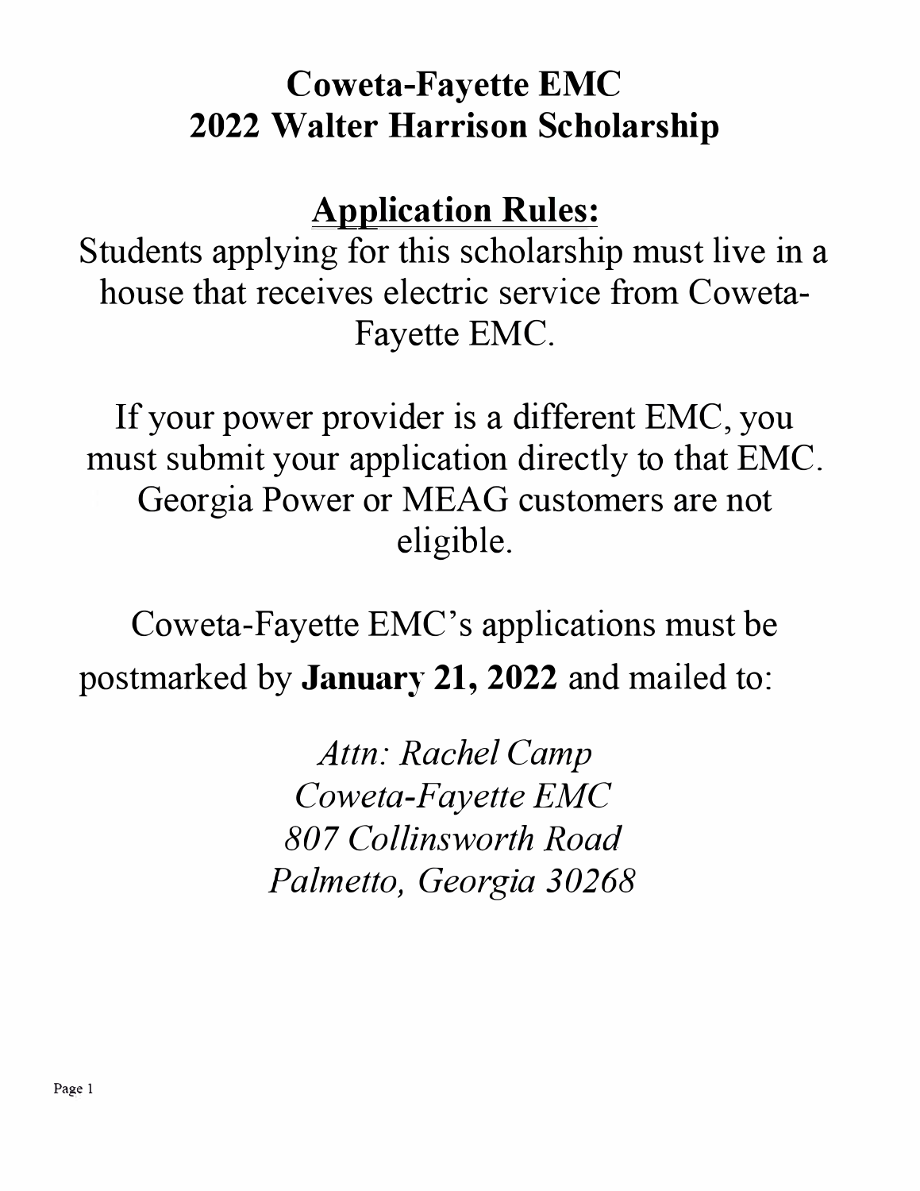# Coweta-Fayette EMC
# 2022 Walter Harrison Scholarship

## Application Rules:

Students applying for this scholarship must live in a house that receives electric service from Coweta-Fayette EMC.

If your power provider is a different EMC, you must submit your application directly to that EMC. Georgia Power or MEAG customers are not eligible.

Coweta-Fayette EMC's applications must be postmarked by **January 21, 2022** and mailed to:

*Attn: Rachel Camp*
*Coweta-Fayette EMC*
*807 Collinsworth Road*
*Palmetto, Georgia 30268*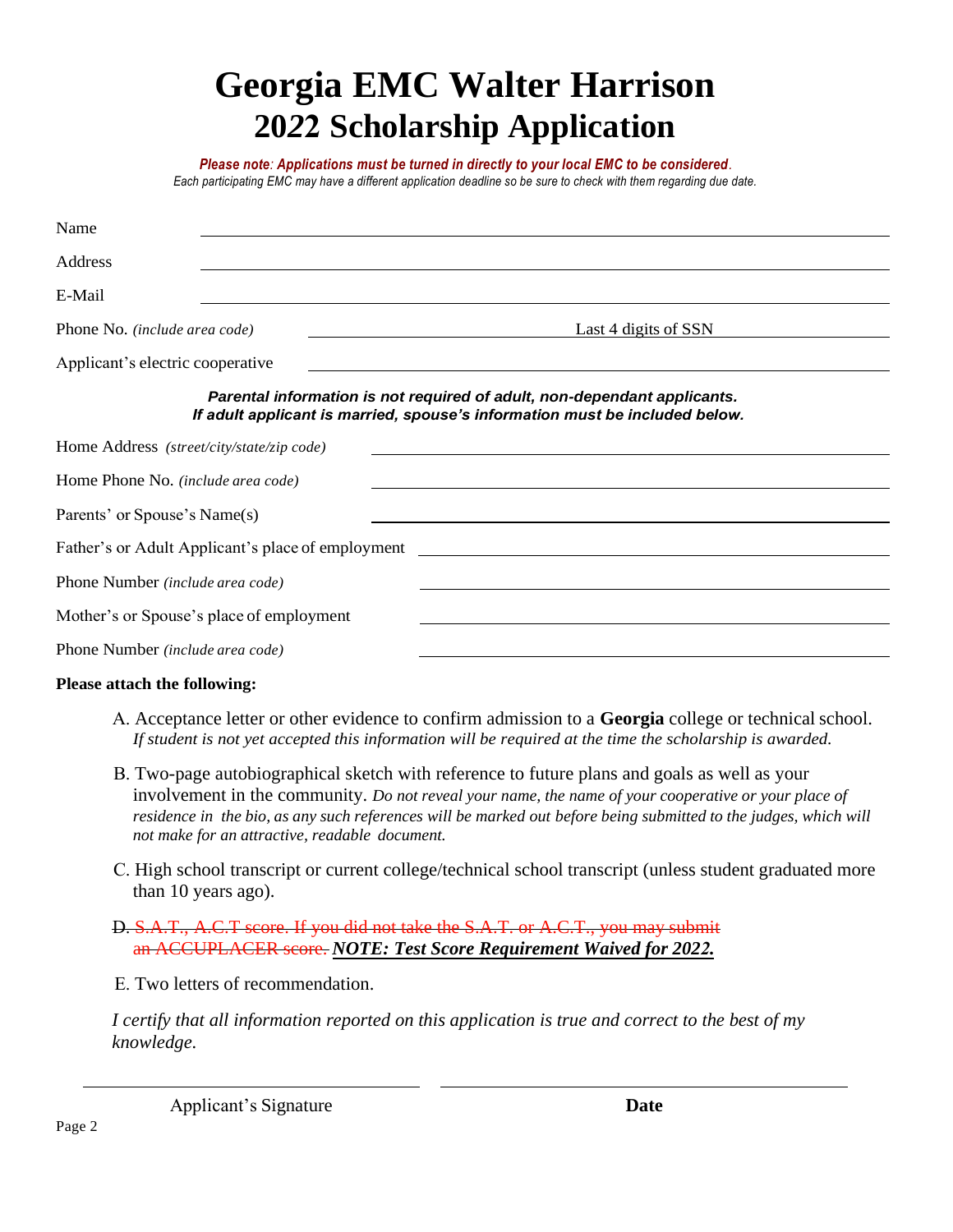# Georgia EMC Walter Harrison
# 2022 Scholarship Application

***Please note: Applications must be turned in directly to your local EMC to be considered.***
*Each participating EMC may have a different application deadline so be sure to check with them regarding due date.*

Name \_\_\_\_\_\_\_\_\_\_\_\_\_\_\_\_\_\_\_\_\_\_\_\_\_\_\_\_\_\_\_\_\_\_\_\_\_\_\_\_

Address \_\_\_\_\_\_\_\_\_\_\_\_\_\_\_\_\_\_\_\_\_\_\_\_\_\_\_\_\_\_\_\_\_\_\_\_\_\_\_\_

E-Mail \_\_\_\_\_\_\_\_\_\_\_\_\_\_\_\_\_\_\_\_\_\_\_\_\_\_\_\_\_\_\_\_\_\_\_\_\_\_\_\_

Phone No. *(include area code)* \_\_\_\_\_\_\_\_\_\_\_\_\_\_\_\_\_\_\_\_ Last 4 digits of SSN \_\_\_\_\_\_\_\_\_\_\_\_\_\_\_\_\_\_\_\_

Applicant's electric cooperative \_\_\_\_\_\_\_\_\_\_\_\_\_\_\_\_\_\_\_\_\_\_\_\_\_\_\_\_\_\_\_\_\_\_\_\_\_\_\_\_

***Parental information is not required of adult, non-dependant applicants.***
***If adult applicant is married, spouse's information must be included below.***

Home Address *(street/city/state/zip code)* \_\_\_\_\_\_\_\_\_\_\_\_\_\_\_\_\_\_\_\_\_\_\_\_\_\_\_\_\_\_\_\_\_\_\_\_\_\_\_\_

Home Phone No. *(include area code)* \_\_\_\_\_\_\_\_\_\_\_\_\_\_\_\_\_\_\_\_\_\_\_\_\_\_\_\_\_\_\_\_\_\_\_\_\_\_\_\_

Parents' or Spouse's Name(s) \_\_\_\_\_\_\_\_\_\_\_\_\_\_\_\_\_\_\_\_\_\_\_\_\_\_\_\_\_\_\_\_\_\_\_\_\_\_\_\_

Father's or Adult Applicant's place of employment \_\_\_\_\_\_\_\_\_\_\_\_\_\_\_\_\_\_\_\_\_\_\_\_\_\_\_\_\_\_\_\_\_\_\_\_\_\_\_\_

Phone Number *(include area code)* \_\_\_\_\_\_\_\_\_\_\_\_\_\_\_\_\_\_\_\_\_\_\_\_\_\_\_\_\_\_\_\_\_\_\_\_\_\_\_\_

Mother's or Spouse's place of employment \_\_\_\_\_\_\_\_\_\_\_\_\_\_\_\_\_\_\_\_\_\_\_\_\_\_\_\_\_\_\_\_\_\_\_\_\_\_\_\_

Phone Number *(include area code)* \_\_\_\_\_\_\_\_\_\_\_\_\_\_\_\_\_\_\_\_\_\_\_\_\_\_\_\_\_\_\_\_\_\_\_\_\_\_\_\_

**Please attach the following:**

A. Acceptance letter or other evidence to confirm admission to a **Georgia** college or technical school. *If student is not yet accepted this information will be required at the time the scholarship is awarded.*

B. Two-page autobiographical sketch with reference to future plans and goals as well as your involvement in the community. *Do not reveal your name, the name of your cooperative or your place of residence in the bio, as any such references will be marked out before being submitted to the judges, which will not make for an attractive, readable document.*

C. High school transcript or current college/technical school transcript (unless student graduated more than 10 years ago).

~~D. S.A.T., A.C.T score. If you did not take the S.A.T. or A.C.T., you may submit an ACCUPLACER score.~~ ***NOTE: Test Score Requirement Waived for 2022.***

E. Two letters of recommendation.

*I certify that all information reported on this application is true and correct to the best of my knowledge.*

\_\_\_\_\_\_\_\_\_\_\_\_\_\_\_\_\_\_\_\_\_\_\_\_\_\_\_\_\_\_ \_\_\_\_\_\_\_\_\_\_\_\_\_\_\_\_\_\_\_\_\_\_\_\_\_\_\_\_\_\_

Applicant's Signature **Date**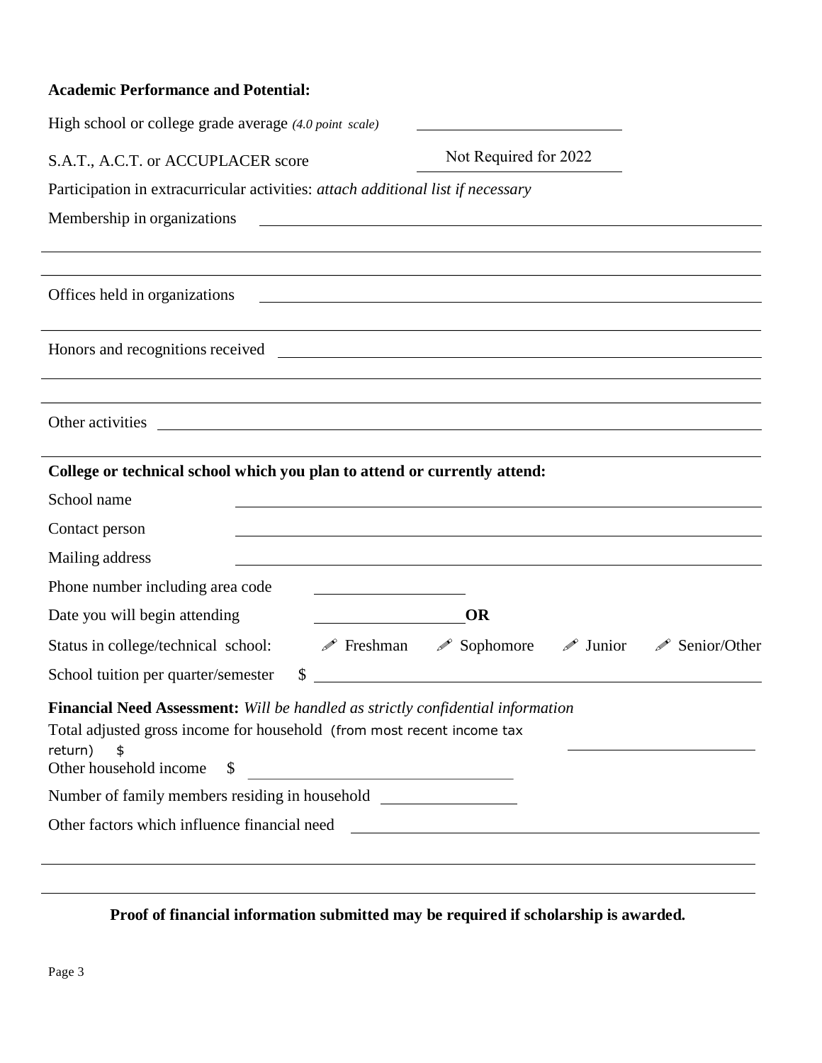**Academic Performance and Potential:**

High school or college grade average *(4.0 point scale)* \_\_\_\_\_\_\_\_\_\_\_\_\_\_\_\_\_\_\_\_

S.A.T., A.C.T. or ACCUPLACER score Not Required for 2022

Participation in extracurricular activities: *attach additional list if necessary*

Membership in organizations \_\_\_\_\_\_\_\_\_\_\_\_\_\_\_\_\_\_\_\_\_\_\_\_\_\_\_\_\_\_\_\_\_\_\_\_\_\_\_\_

\_\_\_\_\_\_\_\_\_\_\_\_\_\_\_\_\_\_\_\_\_\_\_\_\_\_\_\_\_\_\_\_\_\_\_\_\_\_\_\_\_\_\_\_\_\_\_\_\_\_\_\_\_\_\_\_\_\_\_\_\_\_\_\_

\_\_\_\_\_\_\_\_\_\_\_\_\_\_\_\_\_\_\_\_\_\_\_\_\_\_\_\_\_\_\_\_\_\_\_\_\_\_\_\_\_\_\_\_\_\_\_\_\_\_\_\_\_\_\_\_\_\_\_\_\_\_\_\_

Offices held in organizations \_\_\_\_\_\_\_\_\_\_\_\_\_\_\_\_\_\_\_\_\_\_\_\_\_\_\_\_\_\_\_\_\_\_\_\_\_\_\_\_

\_\_\_\_\_\_\_\_\_\_\_\_\_\_\_\_\_\_\_\_\_\_\_\_\_\_\_\_\_\_\_\_\_\_\_\_\_\_\_\_\_\_\_\_\_\_\_\_\_\_\_\_\_\_\_\_\_\_\_\_\_\_\_\_

Honors and recognitions received \_\_\_\_\_\_\_\_\_\_\_\_\_\_\_\_\_\_\_\_\_\_\_\_\_\_\_\_\_\_\_\_\_\_\_\_\_\_

\_\_\_\_\_\_\_\_\_\_\_\_\_\_\_\_\_\_\_\_\_\_\_\_\_\_\_\_\_\_\_\_\_\_\_\_\_\_\_\_\_\_\_\_\_\_\_\_\_\_\_\_\_\_\_\_\_\_\_\_\_\_\_\_

\_\_\_\_\_\_\_\_\_\_\_\_\_\_\_\_\_\_\_\_\_\_\_\_\_\_\_\_\_\_\_\_\_\_\_\_\_\_\_\_\_\_\_\_\_\_\_\_\_\_\_\_\_\_\_\_\_\_\_\_\_\_\_\_

Other activities \_\_\_\_\_\_\_\_\_\_\_\_\_\_\_\_\_\_\_\_\_\_\_\_\_\_\_\_\_\_\_\_\_\_\_\_\_\_\_\_\_\_\_\_\_\_\_\_\_\_\_

\_\_\_\_\_\_\_\_\_\_\_\_\_\_\_\_\_\_\_\_\_\_\_\_\_\_\_\_\_\_\_\_\_\_\_\_\_\_\_\_\_\_\_\_\_\_\_\_\_\_\_\_\_\_\_\_\_\_\_\_\_\_\_\_

**College or technical school which you plan to attend or currently attend:**

School name \_\_\_\_\_\_\_\_\_\_\_\_\_\_\_\_\_\_\_\_\_\_\_\_\_\_\_\_\_\_\_\_\_\_\_\_\_\_\_\_\_\_\_\_\_\_\_\_

Contact person \_\_\_\_\_\_\_\_\_\_\_\_\_\_\_\_\_\_\_\_\_\_\_\_\_\_\_\_\_\_\_\_\_\_\_\_\_\_\_\_\_\_\_\_\_\_

Mailing address \_\_\_\_\_\_\_\_\_\_\_\_\_\_\_\_\_\_\_\_\_\_\_\_\_\_\_\_\_\_\_\_\_\_\_\_\_\_\_\_\_\_\_\_\_

Phone number including area code \_\_\_\_\_\_\_\_\_\_\_\_\_\_\_\_

Date you will begin attending \_\_\_\_\_\_\_\_\_\_\_\_\_\_\_\_ **OR**

Status in college/technical school: ✐ Freshman ✐ Sophomore ✐ Junior ✐ Senior/Other

School tuition per quarter/semester $ \_\_\_\_\_\_\_\_\_\_\_\_\_\_\_\_\_\_\_\_\_\_\_\_\_\_\_\_\_\_\_\_\_\_\_\_\_\_\_\_

**Financial Need Assessment:** *Will be handled as strictly confidential information*

Total adjusted gross income for household (from most recent income tax return) $ \_\_\_\_\_\_\_\_\_\_\_\_\_\_\_\_\_\_\_\_

Other household income $ \_\_\_\_\_\_\_\_\_\_\_\_\_\_\_\_\_\_\_\_\_\_\_\_\_\_\_\_

Number of family members residing in household \_\_\_\_\_\_\_\_\_\_\_\_\_\_\_\_

Other factors which influence financial need \_\_\_\_\_\_\_\_\_\_\_\_\_\_\_\_\_\_\_\_\_\_\_\_\_\_\_\_\_\_\_\_\_\_\_\_

\_\_\_\_\_\_\_\_\_\_\_\_\_\_\_\_\_\_\_\_\_\_\_\_\_\_\_\_\_\_\_\_\_\_\_\_\_\_\_\_\_\_\_\_\_\_\_\_\_\_\_\_\_\_\_\_\_\_\_\_\_\_\_\_

\_\_\_\_\_\_\_\_\_\_\_\_\_\_\_\_\_\_\_\_\_\_\_\_\_\_\_\_\_\_\_\_\_\_\_\_\_\_\_\_\_\_\_\_\_\_\_\_\_\_\_\_\_\_\_\_\_\_\_\_\_\_\_\_

**Proof of financial information submitted may be required if scholarship is awarded.**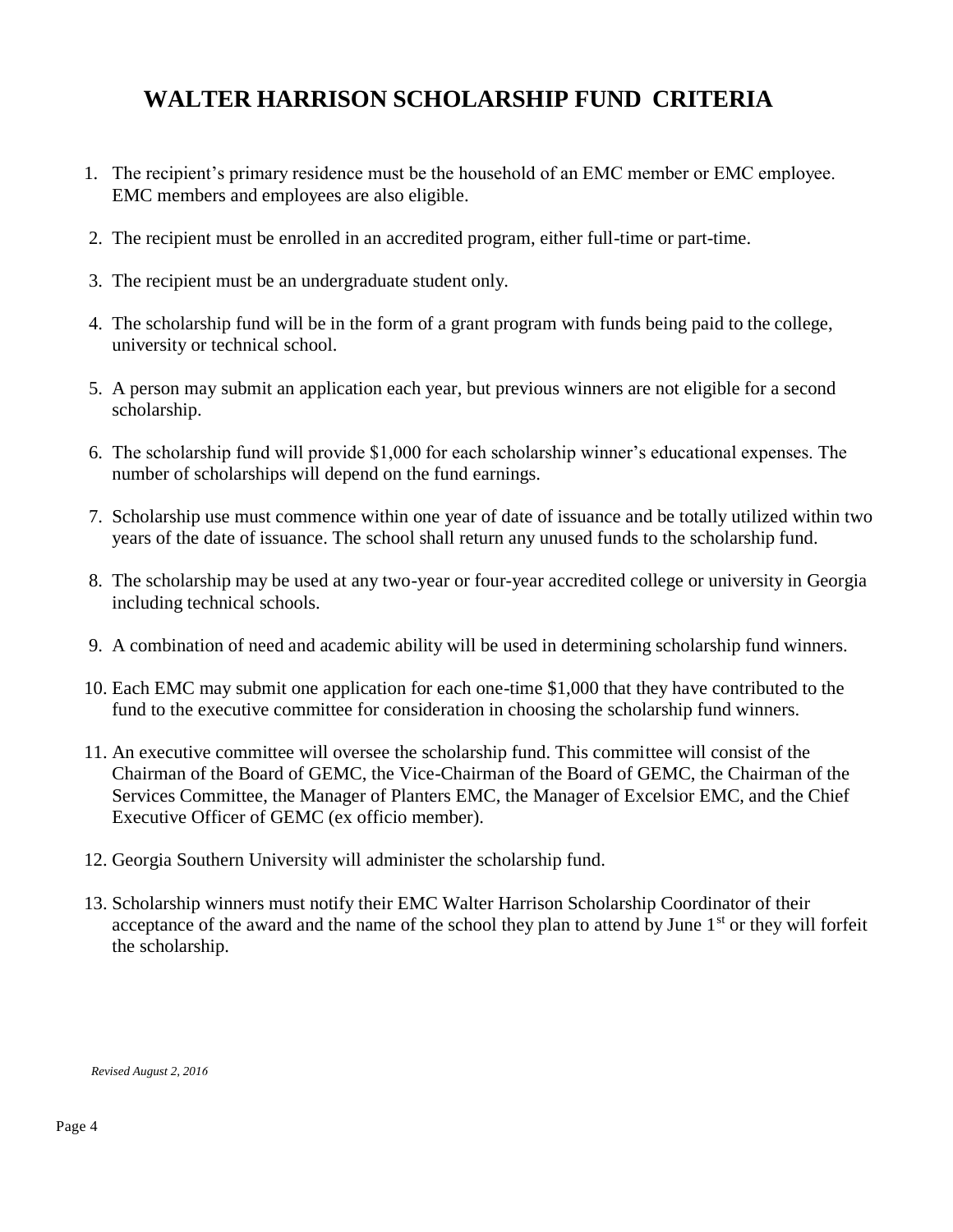# WALTER HARRISON SCHOLARSHIP FUND CRITERIA

1. The recipient's primary residence must be the household of an EMC member or EMC employee. EMC members and employees are also eligible.

2. The recipient must be enrolled in an accredited program, either full-time or part-time.

3. The recipient must be an undergraduate student only.

4. The scholarship fund will be in the form of a grant program with funds being paid to the college, university or technical school.

5. A person may submit an application each year, but previous winners are not eligible for a second scholarship.

6. The scholarship fund will provide $1,000 for each scholarship winner's educational expenses. The number of scholarships will depend on the fund earnings.

7. Scholarship use must commence within one year of date of issuance and be totally utilized within two years of the date of issuance. The school shall return any unused funds to the scholarship fund.

8. The scholarship may be used at any two-year or four-year accredited college or university in Georgia including technical schools.

9. A combination of need and academic ability will be used in determining scholarship fund winners.

10. Each EMC may submit one application for each one-time $1,000 that they have contributed to the fund to the executive committee for consideration in choosing the scholarship fund winners.

11. An executive committee will oversee the scholarship fund. This committee will consist of the Chairman of the Board of GEMC, the Vice-Chairman of the Board of GEMC, the Chairman of the Services Committee, the Manager of Planters EMC, the Manager of Excelsior EMC, and the Chief Executive Officer of GEMC (ex officio member).

12. Georgia Southern University will administer the scholarship fund.

13. Scholarship winners must notify their EMC Walter Harrison Scholarship Coordinator of their acceptance of the award and the name of the school they plan to attend by June 1st or they will forfeit the scholarship.

*Revised August 2, 2016*